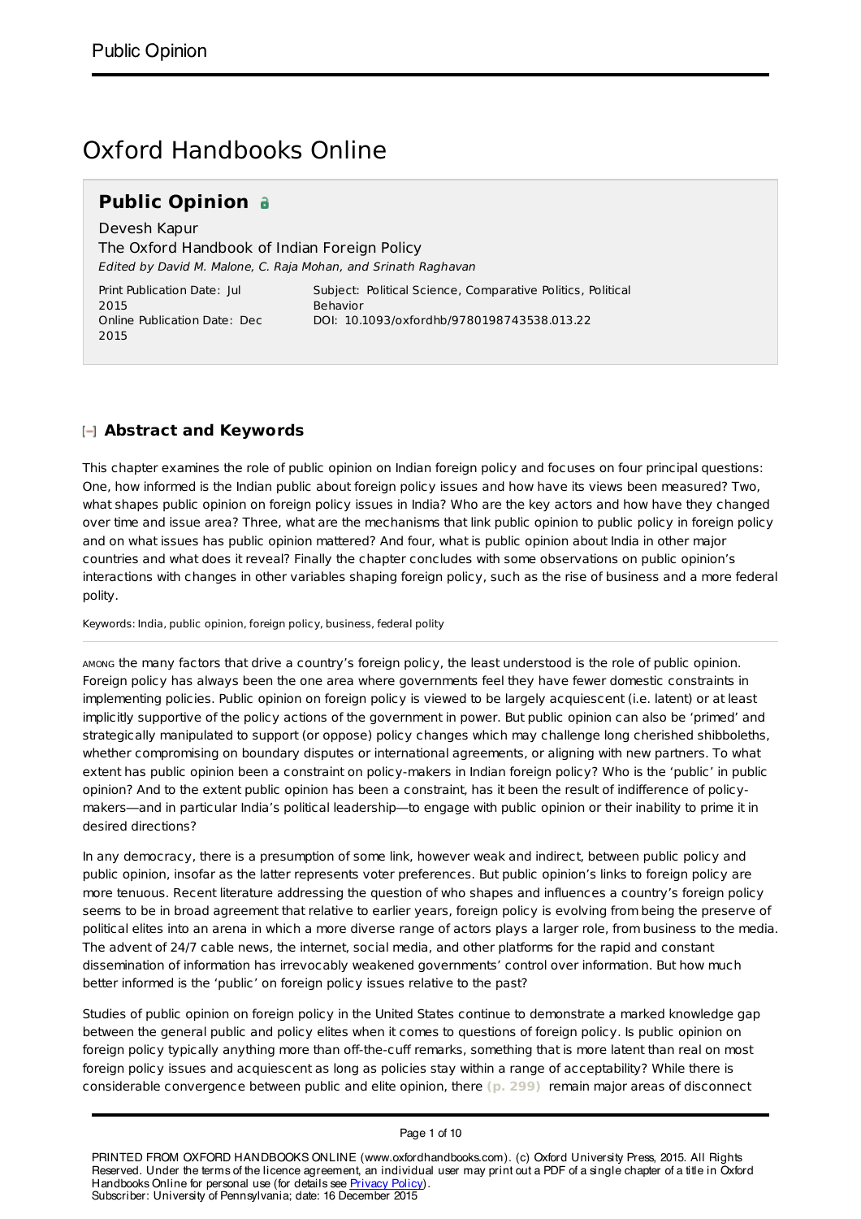# Oxford Handbooks Online

## Public Opinion

Devesh Kapur
The Oxford Handbook of Indian Foreign Policy
*Edited by David M. Malone, C. Raja Mohan, and Srinath Raghavan*

Print Publication Date: Jul 2015
Online Publication Date: Dec 2015

Subject: Political Science, Comparative Politics, Political Behavior
DOI: 10.1093/oxfordhb/9780198743538.013.22

### Abstract and Keywords

This chapter examines the role of public opinion on Indian foreign policy and focuses on four principal questions: One, how informed is the Indian public about foreign policy issues and how have its views been measured? Two, what shapes public opinion on foreign policy issues in India? Who are the key actors and how have they changed over time and issue area? Three, what are the mechanisms that link public opinion to public policy in foreign policy and on what issues has public opinion mattered? And four, what is public opinion about India in other major countries and what does it reveal? Finally the chapter concludes with some observations on public opinion's interactions with changes in other variables shaping foreign policy, such as the rise of business and a more federal polity.

Keywords: India, public opinion, foreign policy, business, federal polity

AMONG the many factors that drive a country's foreign policy, the least understood is the role of public opinion. Foreign policy has always been the one area where governments feel they have fewer domestic constraints in implementing policies. Public opinion on foreign policy is viewed to be largely acquiescent (i.e. latent) or at least implicitly supportive of the policy actions of the government in power. But public opinion can also be 'primed' and strategically manipulated to support (or oppose) policy changes which may challenge long cherished shibboleths, whether compromising on boundary disputes or international agreements, or aligning with new partners. To what extent has public opinion been a constraint on policy-makers in Indian foreign policy? Who is the 'public' in public opinion? And to the extent public opinion has been a constraint, has it been the result of indifference of policy-makers—and in particular India's political leadership—to engage with public opinion or their inability to prime it in desired directions?

In any democracy, there is a presumption of some link, however weak and indirect, between public policy and public opinion, insofar as the latter represents voter preferences. But public opinion's links to foreign policy are more tenuous. Recent literature addressing the question of who shapes and influences a country's foreign policy seems to be in broad agreement that relative to earlier years, foreign policy is evolving from being the preserve of political elites into an arena in which a more diverse range of actors plays a larger role, from business to the media. The advent of 24/7 cable news, the internet, social media, and other platforms for the rapid and constant dissemination of information has irrevocably weakened governments' control over information. But how much better informed is the 'public' on foreign policy issues relative to the past?

Studies of public opinion on foreign policy in the United States continue to demonstrate a marked knowledge gap between the general public and policy elites when it comes to questions of foreign policy. Is public opinion on foreign policy typically anything more than off-the-cuff remarks, something that is more latent than real on most foreign policy issues and acquiescent as long as policies stay within a range of acceptability? While there is considerable convergence between public and elite opinion, there (p. 299) remain major areas of disconnect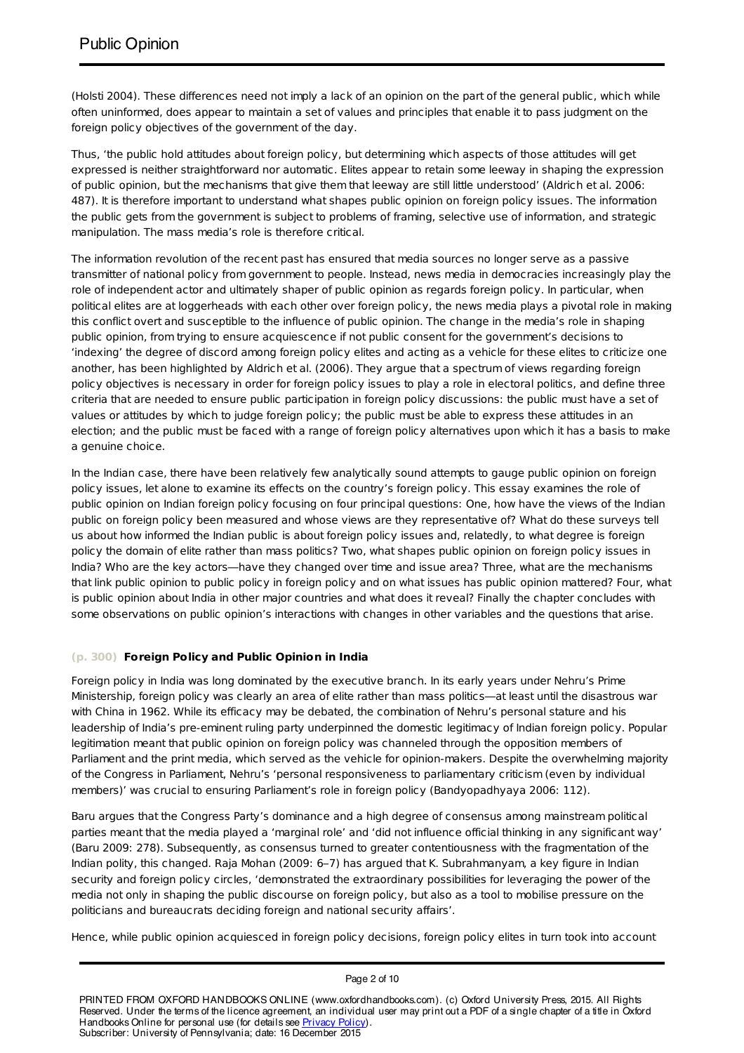(Holsti 2004). These differences need not imply a lack of an opinion on the part of the general public, which while often uninformed, does appear to maintain a set of values and principles that enable it to pass judgment on the foreign policy objectives of the government of the day.

Thus, 'the public hold attitudes about foreign policy, but determining which aspects of those attitudes will get expressed is neither straightforward nor automatic. Elites appear to retain some leeway in shaping the expression of public opinion, but the mechanisms that give them that leeway are still little understood' (Aldrich et al. 2006: 487). It is therefore important to understand what shapes public opinion on foreign policy issues. The information the public gets from the government is subject to problems of framing, selective use of information, and strategic manipulation. The mass media's role is therefore critical.

The information revolution of the recent past has ensured that media sources no longer serve as a passive transmitter of national policy from government to people. Instead, news media in democracies increasingly play the role of independent actor and ultimately shaper of public opinion as regards foreign policy. In particular, when political elites are at loggerheads with each other over foreign policy, the news media plays a pivotal role in making this conflict overt and susceptible to the influence of public opinion. The change in the media's role in shaping public opinion, from trying to ensure acquiescence if not public consent for the government's decisions to 'indexing' the degree of discord among foreign policy elites and acting as a vehicle for these elites to criticize one another, has been highlighted by Aldrich et al. (2006). They argue that a spectrum of views regarding foreign policy objectives is necessary in order for foreign policy issues to play a role in electoral politics, and define three criteria that are needed to ensure public participation in foreign policy discussions: the public must have a set of values or attitudes by which to judge foreign policy; the public must be able to express these attitudes in an election; and the public must be faced with a range of foreign policy alternatives upon which it has a basis to make a genuine choice.

In the Indian case, there have been relatively few analytically sound attempts to gauge public opinion on foreign policy issues, let alone to examine its effects on the country's foreign policy. This essay examines the role of public opinion on Indian foreign policy focusing on four principal questions: One, how have the views of the Indian public on foreign policy been measured and whose views are they representative of? What do these surveys tell us about how informed the Indian public is about foreign policy issues and, relatedly, to what degree is foreign policy the domain of elite rather than mass politics? Two, what shapes public opinion on foreign policy issues in India? Who are the key actors—have they changed over time and issue area? Three, what are the mechanisms that link public opinion to public policy in foreign policy and on what issues has public opinion mattered? Four, what is public opinion about India in other major countries and what does it reveal? Finally the chapter concludes with some observations on public opinion's interactions with changes in other variables and the questions that arise.

## (p. 300) Foreign Policy and Public Opinion in India

Foreign policy in India was long dominated by the executive branch. In its early years under Nehru's Prime Ministership, foreign policy was clearly an area of elite rather than mass politics—at least until the disastrous war with China in 1962. While its efficacy may be debated, the combination of Nehru's personal stature and his leadership of India's pre-eminent ruling party underpinned the domestic legitimacy of Indian foreign policy. Popular legitimation meant that public opinion on foreign policy was channeled through the opposition members of Parliament and the print media, which served as the vehicle for opinion-makers. Despite the overwhelming majority of the Congress in Parliament, Nehru's 'personal responsiveness to parliamentary criticism (even by individual members)' was crucial to ensuring Parliament's role in foreign policy (Bandyopadhyaya 2006: 112).

Baru argues that the Congress Party's dominance and a high degree of consensus among mainstream political parties meant that the media played a 'marginal role' and 'did not influence official thinking in any significant way' (Baru 2009: 278). Subsequently, as consensus turned to greater contentiousness with the fragmentation of the Indian polity, this changed. Raja Mohan (2009: 6–7) has argued that K. Subrahmanyam, a key figure in Indian security and foreign policy circles, 'demonstrated the extraordinary possibilities for leveraging the power of the media not only in shaping the public discourse on foreign policy, but also as a tool to mobilise pressure on the politicians and bureaucrats deciding foreign and national security affairs'.

Hence, while public opinion acquiesced in foreign policy decisions, foreign policy elites in turn took into account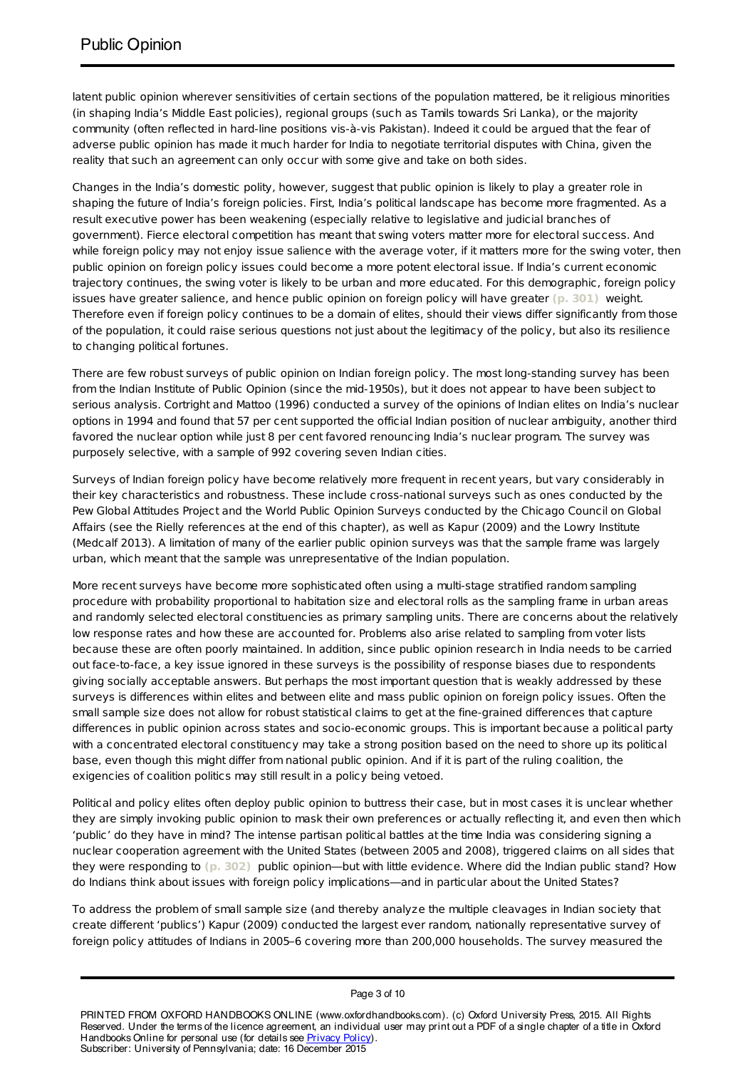latent public opinion wherever sensitivities of certain sections of the population mattered, be it religious minorities (in shaping India's Middle East policies), regional groups (such as Tamils towards Sri Lanka), or the majority community (often reflected in hard-line positions vis-à-vis Pakistan). Indeed it could be argued that the fear of adverse public opinion has made it much harder for India to negotiate territorial disputes with China, given the reality that such an agreement can only occur with some give and take on both sides.

Changes in the India's domestic polity, however, suggest that public opinion is likely to play a greater role in shaping the future of India's foreign policies. First, India's political landscape has become more fragmented. As a result executive power has been weakening (especially relative to legislative and judicial branches of government). Fierce electoral competition has meant that swing voters matter more for electoral success. And while foreign policy may not enjoy issue salience with the average voter, if it matters more for the swing voter, then public opinion on foreign policy issues could become a more potent electoral issue. If India's current economic trajectory continues, the swing voter is likely to be urban and more educated. For this demographic, foreign policy issues have greater salience, and hence public opinion on foreign policy will have greater **(p. 301)** weight. Therefore even if foreign policy continues to be a domain of elites, should their views differ significantly from those of the population, it could raise serious questions not just about the legitimacy of the policy, but also its resilience to changing political fortunes.

There are few robust surveys of public opinion on Indian foreign policy. The most long-standing survey has been from the Indian Institute of Public Opinion (since the mid-1950s), but it does not appear to have been subject to serious analysis. Cortright and Mattoo (1996) conducted a survey of the opinions of Indian elites on India's nuclear options in 1994 and found that 57 per cent supported the official Indian position of nuclear ambiguity, another third favored the nuclear option while just 8 per cent favored renouncing India's nuclear program. The survey was purposely selective, with a sample of 992 covering seven Indian cities.

Surveys of Indian foreign policy have become relatively more frequent in recent years, but vary considerably in their key characteristics and robustness. These include cross-national surveys such as ones conducted by the Pew Global Attitudes Project and the World Public Opinion Surveys conducted by the Chicago Council on Global Affairs (see the Rielly references at the end of this chapter), as well as Kapur (2009) and the Lowry Institute (Medcalf 2013). A limitation of many of the earlier public opinion surveys was that the sample frame was largely urban, which meant that the sample was unrepresentative of the Indian population.

More recent surveys have become more sophisticated often using a multi-stage stratified random sampling procedure with probability proportional to habitation size and electoral rolls as the sampling frame in urban areas and randomly selected electoral constituencies as primary sampling units. There are concerns about the relatively low response rates and how these are accounted for. Problems also arise related to sampling from voter lists because these are often poorly maintained. In addition, since public opinion research in India needs to be carried out face-to-face, a key issue ignored in these surveys is the possibility of response biases due to respondents giving socially acceptable answers. But perhaps the most important question that is weakly addressed by these surveys is differences within elites and between elite and mass public opinion on foreign policy issues. Often the small sample size does not allow for robust statistical claims to get at the fine-grained differences that capture differences in public opinion across states and socio-economic groups. This is important because a political party with a concentrated electoral constituency may take a strong position based on the need to shore up its political base, even though this might differ from national public opinion. And if it is part of the ruling coalition, the exigencies of coalition politics may still result in a policy being vetoed.

Political and policy elites often deploy public opinion to buttress their case, but in most cases it is unclear whether they are simply invoking public opinion to mask their own preferences or actually reflecting it, and even then which 'public' do they have in mind? The intense partisan political battles at the time India was considering signing a nuclear cooperation agreement with the United States (between 2005 and 2008), triggered claims on all sides that they were responding to **(p. 302)** public opinion—but with little evidence. Where did the Indian public stand? How do Indians think about issues with foreign policy implications—and in particular about the United States?

To address the problem of small sample size (and thereby analyze the multiple cleavages in Indian society that create different 'publics') Kapur (2009) conducted the largest ever random, nationally representative survey of foreign policy attitudes of Indians in 2005–6 covering more than 200,000 households. The survey measured the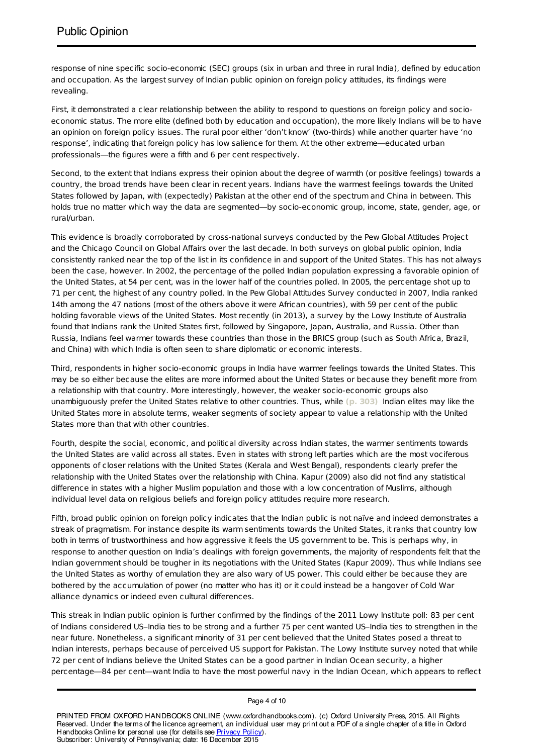response of nine specific socio-economic (SEC) groups (six in urban and three in rural India), defined by education and occupation. As the largest survey of Indian public opinion on foreign policy attitudes, its findings were revealing.

First, it demonstrated a clear relationship between the ability to respond to questions on foreign policy and socio-economic status. The more elite (defined both by education and occupation), the more likely Indians will be to have an opinion on foreign policy issues. The rural poor either 'don't know' (two-thirds) while another quarter have 'no response', indicating that foreign policy has low salience for them. At the other extreme—educated urban professionals—the figures were a fifth and 6 per cent respectively.

Second, to the extent that Indians express their opinion about the degree of warmth (or positive feelings) towards a country, the broad trends have been clear in recent years. Indians have the warmest feelings towards the United States followed by Japan, with (expectedly) Pakistan at the other end of the spectrum and China in between. This holds true no matter which way the data are segmented—by socio-economic group, income, state, gender, age, or rural/urban.

This evidence is broadly corroborated by cross-national surveys conducted by the Pew Global Attitudes Project and the Chicago Council on Global Affairs over the last decade. In both surveys on global public opinion, India consistently ranked near the top of the list in its confidence in and support of the United States. This has not always been the case, however. In 2002, the percentage of the polled Indian population expressing a favorable opinion of the United States, at 54 per cent, was in the lower half of the countries polled. In 2005, the percentage shot up to 71 per cent, the highest of any country polled. In the Pew Global Attitudes Survey conducted in 2007, India ranked 14th among the 47 nations (most of the others above it were African countries), with 59 per cent of the public holding favorable views of the United States. Most recently (in 2013), a survey by the Lowy Institute of Australia found that Indians rank the United States first, followed by Singapore, Japan, Australia, and Russia. Other than Russia, Indians feel warmer towards these countries than those in the BRICS group (such as South Africa, Brazil, and China) with which India is often seen to share diplomatic or economic interests.

Third, respondents in higher socio-economic groups in India have warmer feelings towards the United States. This may be so either because the elites are more informed about the United States or because they benefit more from a relationship with that country. More interestingly, however, the weaker socio-economic groups also unambiguously prefer the United States relative to other countries. Thus, while (p. 303) Indian elites may like the United States more in absolute terms, weaker segments of society appear to value a relationship with the United States more than that with other countries.

Fourth, despite the social, economic, and political diversity across Indian states, the warmer sentiments towards the United States are valid across all states. Even in states with strong left parties which are the most vociferous opponents of closer relations with the United States (Kerala and West Bengal), respondents clearly prefer the relationship with the United States over the relationship with China. Kapur (2009) also did not find any statistical difference in states with a higher Muslim population and those with a low concentration of Muslims, although individual level data on religious beliefs and foreign policy attitudes require more research.

Fifth, broad public opinion on foreign policy indicates that the Indian public is not naïve and indeed demonstrates a streak of pragmatism. For instance despite its warm sentiments towards the United States, it ranks that country low both in terms of trustworthiness and how aggressive it feels the US government to be. This is perhaps why, in response to another question on India's dealings with foreign governments, the majority of respondents felt that the Indian government should be tougher in its negotiations with the United States (Kapur 2009). Thus while Indians see the United States as worthy of emulation they are also wary of US power. This could either be because they are bothered by the accumulation of power (no matter who has it) or it could instead be a hangover of Cold War alliance dynamics or indeed even cultural differences.

This streak in Indian public opinion is further confirmed by the findings of the 2011 Lowy Institute poll: 83 per cent of Indians considered US–India ties to be strong and a further 75 per cent wanted US–India ties to strengthen in the near future. Nonetheless, a significant minority of 31 per cent believed that the United States posed a threat to Indian interests, perhaps because of perceived US support for Pakistan. The Lowy Institute survey noted that while 72 per cent of Indians believe the United States can be a good partner in Indian Ocean security, a higher percentage—84 per cent—want India to have the most powerful navy in the Indian Ocean, which appears to reflect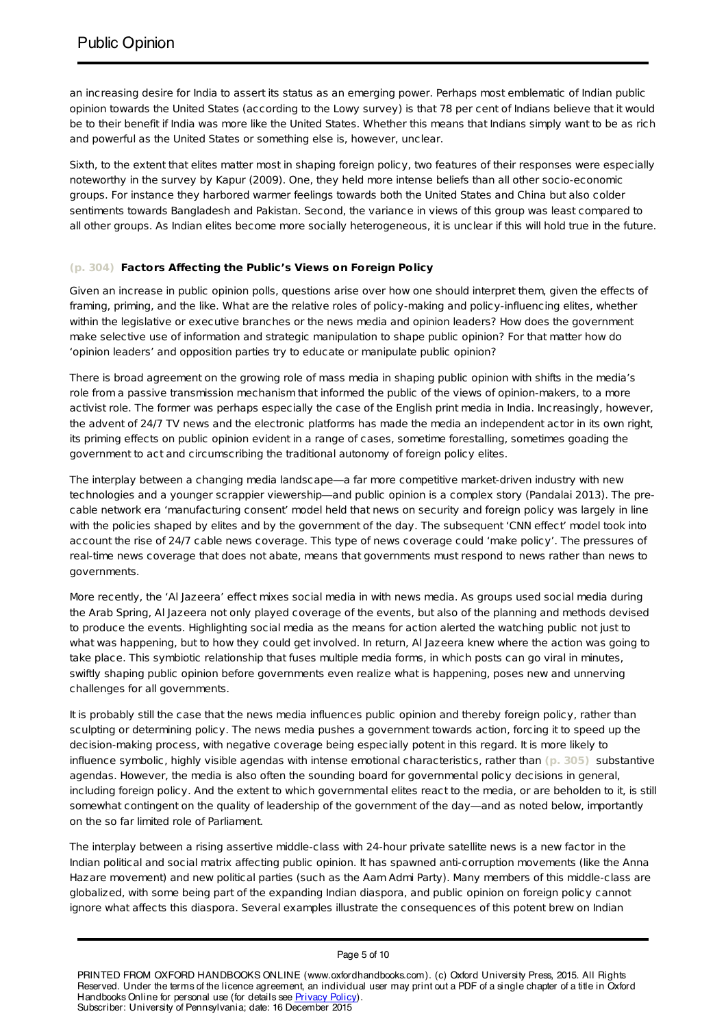an increasing desire for India to assert its status as an emerging power. Perhaps most emblematic of Indian public opinion towards the United States (according to the Lowy survey) is that 78 per cent of Indians believe that it would be to their benefit if India was more like the United States. Whether this means that Indians simply want to be as rich and powerful as the United States or something else is, however, unclear.

Sixth, to the extent that elites matter most in shaping foreign policy, two features of their responses were especially noteworthy in the survey by Kapur (2009). One, they held more intense beliefs than all other socio-economic groups. For instance they harbored warmer feelings towards both the United States and China but also colder sentiments towards Bangladesh and Pakistan. Second, the variance in views of this group was least compared to all other groups. As Indian elites become more socially heterogeneous, it is unclear if this will hold true in the future.

### (p. 304) Factors Affecting the Public's Views on Foreign Policy

Given an increase in public opinion polls, questions arise over how one should interpret them, given the effects of framing, priming, and the like. What are the relative roles of policy-making and policy-influencing elites, whether within the legislative or executive branches or the news media and opinion leaders? How does the government make selective use of information and strategic manipulation to shape public opinion? For that matter how do 'opinion leaders' and opposition parties try to educate or manipulate public opinion?

There is broad agreement on the growing role of mass media in shaping public opinion with shifts in the media's role from a passive transmission mechanism that informed the public of the views of opinion-makers, to a more activist role. The former was perhaps especially the case of the English print media in India. Increasingly, however, the advent of 24/7 TV news and the electronic platforms has made the media an independent actor in its own right, its priming effects on public opinion evident in a range of cases, sometime forestalling, sometimes goading the government to act and circumscribing the traditional autonomy of foreign policy elites.

The interplay between a changing media landscape—a far more competitive market-driven industry with new technologies and a younger scrappier viewership—and public opinion is a complex story (Pandalai 2013). The pre-cable network era 'manufacturing consent' model held that news on security and foreign policy was largely in line with the policies shaped by elites and by the government of the day. The subsequent 'CNN effect' model took into account the rise of 24/7 cable news coverage. This type of news coverage could 'make policy'. The pressures of real-time news coverage that does not abate, means that governments must respond to news rather than news to governments.

More recently, the 'Al Jazeera' effect mixes social media in with news media. As groups used social media during the Arab Spring, Al Jazeera not only played coverage of the events, but also of the planning and methods devised to produce the events. Highlighting social media as the means for action alerted the watching public not just to what was happening, but to how they could get involved. In return, Al Jazeera knew where the action was going to take place. This symbiotic relationship that fuses multiple media forms, in which posts can go viral in minutes, swiftly shaping public opinion before governments even realize what is happening, poses new and unnerving challenges for all governments.

It is probably still the case that the news media influences public opinion and thereby foreign policy, rather than sculpting or determining policy. The news media pushes a government towards action, forcing it to speed up the decision-making process, with negative coverage being especially potent in this regard. It is more likely to influence symbolic, highly visible agendas with intense emotional characteristics, rather than (p. 305) substantive agendas. However, the media is also often the sounding board for governmental policy decisions in general, including foreign policy. And the extent to which governmental elites react to the media, or are beholden to it, is still somewhat contingent on the quality of leadership of the government of the day—and as noted below, importantly on the so far limited role of Parliament.

The interplay between a rising assertive middle-class with 24-hour private satellite news is a new factor in the Indian political and social matrix affecting public opinion. It has spawned anti-corruption movements (like the Anna Hazare movement) and new political parties (such as the Aam Admi Party). Many members of this middle-class are globalized, with some being part of the expanding Indian diaspora, and public opinion on foreign policy cannot ignore what affects this diaspora. Several examples illustrate the consequences of this potent brew on Indian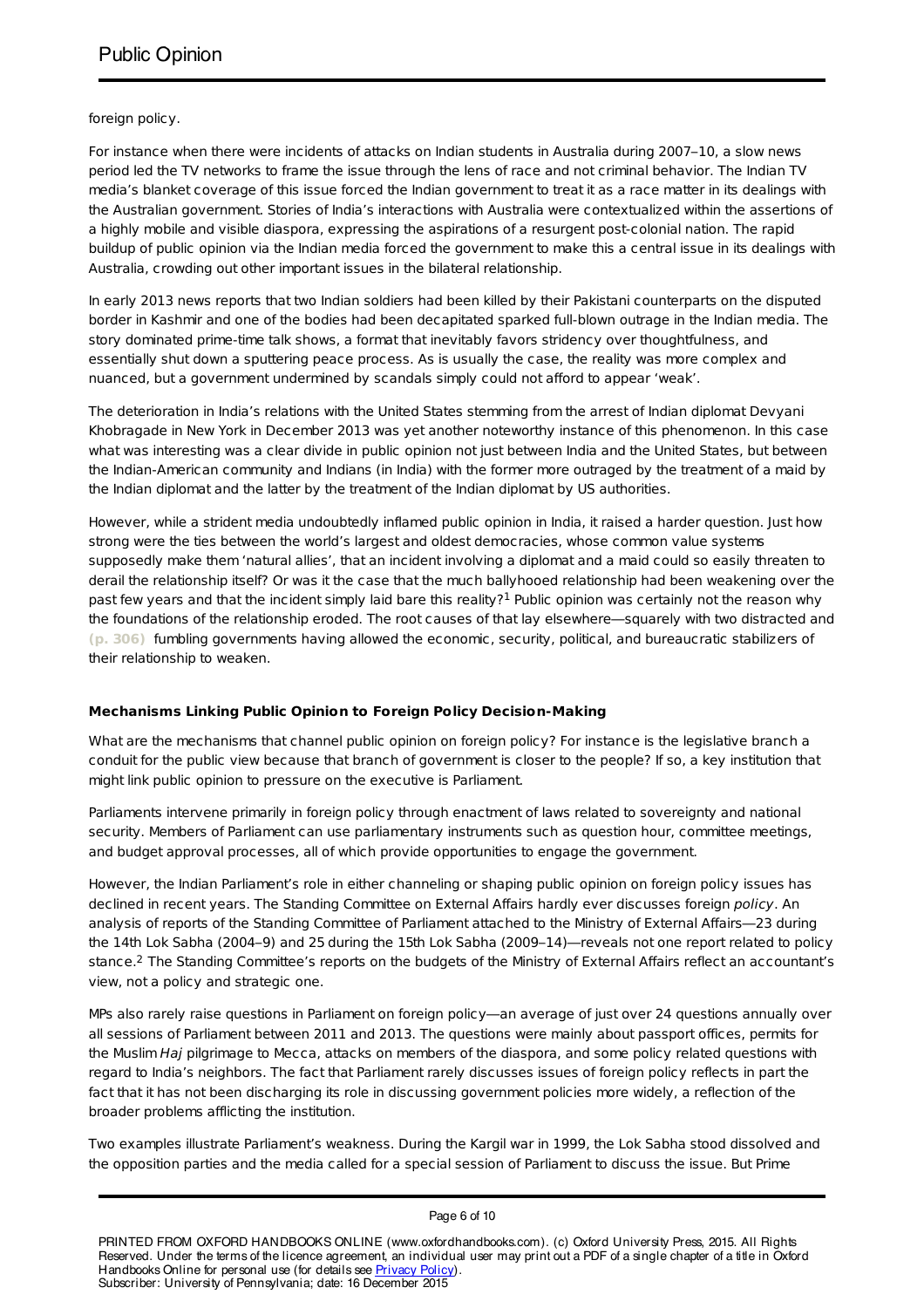foreign policy.

For instance when there were incidents of attacks on Indian students in Australia during 2007–10, a slow news period led the TV networks to frame the issue through the lens of race and not criminal behavior. The Indian TV media's blanket coverage of this issue forced the Indian government to treat it as a race matter in its dealings with the Australian government. Stories of India's interactions with Australia were contextualized within the assertions of a highly mobile and visible diaspora, expressing the aspirations of a resurgent post-colonial nation. The rapid buildup of public opinion via the Indian media forced the government to make this a central issue in its dealings with Australia, crowding out other important issues in the bilateral relationship.

In early 2013 news reports that two Indian soldiers had been killed by their Pakistani counterparts on the disputed border in Kashmir and one of the bodies had been decapitated sparked full-blown outrage in the Indian media. The story dominated prime-time talk shows, a format that inevitably favors stridency over thoughtfulness, and essentially shut down a sputtering peace process. As is usually the case, the reality was more complex and nuanced, but a government undermined by scandals simply could not afford to appear 'weak'.

The deterioration in India's relations with the United States stemming from the arrest of Indian diplomat Devyani Khobragade in New York in December 2013 was yet another noteworthy instance of this phenomenon. In this case what was interesting was a clear divide in public opinion not just between India and the United States, but between the Indian-American community and Indians (in India) with the former more outraged by the treatment of a maid by the Indian diplomat and the latter by the treatment of the Indian diplomat by US authorities.

However, while a strident media undoubtedly inflamed public opinion in India, it raised a harder question. Just how strong were the ties between the world's largest and oldest democracies, whose common value systems supposedly make them 'natural allies', that an incident involving a diplomat and a maid could so easily threaten to derail the relationship itself? Or was it the case that the much ballyhooed relationship had been weakening over the past few years and that the incident simply laid bare this reality?[1] Public opinion was certainly not the reason why the foundations of the relationship eroded. The root causes of that lay elsewhere—squarely with two distracted and (p. 306) fumbling governments having allowed the economic, security, political, and bureaucratic stabilizers of their relationship to weaken.

### Mechanisms Linking Public Opinion to Foreign Policy Decision-Making

What are the mechanisms that channel public opinion on foreign policy? For instance is the legislative branch a conduit for the public view because that branch of government is closer to the people? If so, a key institution that might link public opinion to pressure on the executive is Parliament.

Parliaments intervene primarily in foreign policy through enactment of laws related to sovereignty and national security. Members of Parliament can use parliamentary instruments such as question hour, committee meetings, and budget approval processes, all of which provide opportunities to engage the government.

However, the Indian Parliament's role in either channeling or shaping public opinion on foreign policy issues has declined in recent years. The Standing Committee on External Affairs hardly ever discusses foreign *policy*. An analysis of reports of the Standing Committee of Parliament attached to the Ministry of External Affairs—23 during the 14th Lok Sabha (2004–9) and 25 during the 15th Lok Sabha (2009–14)—reveals not one report related to policy stance.[2] The Standing Committee's reports on the budgets of the Ministry of External Affairs reflect an accountant's view, not a policy and strategic one.

MPs also rarely raise questions in Parliament on foreign policy—an average of just over 24 questions annually over all sessions of Parliament between 2011 and 2013. The questions were mainly about passport offices, permits for the Muslim *Haj* pilgrimage to Mecca, attacks on members of the diaspora, and some policy related questions with regard to India's neighbors. The fact that Parliament rarely discusses issues of foreign policy reflects in part the fact that it has not been discharging its role in discussing government policies more widely, a reflection of the broader problems afflicting the institution.

Two examples illustrate Parliament's weakness. During the Kargil war in 1999, the Lok Sabha stood dissolved and the opposition parties and the media called for a special session of Parliament to discuss the issue. But Prime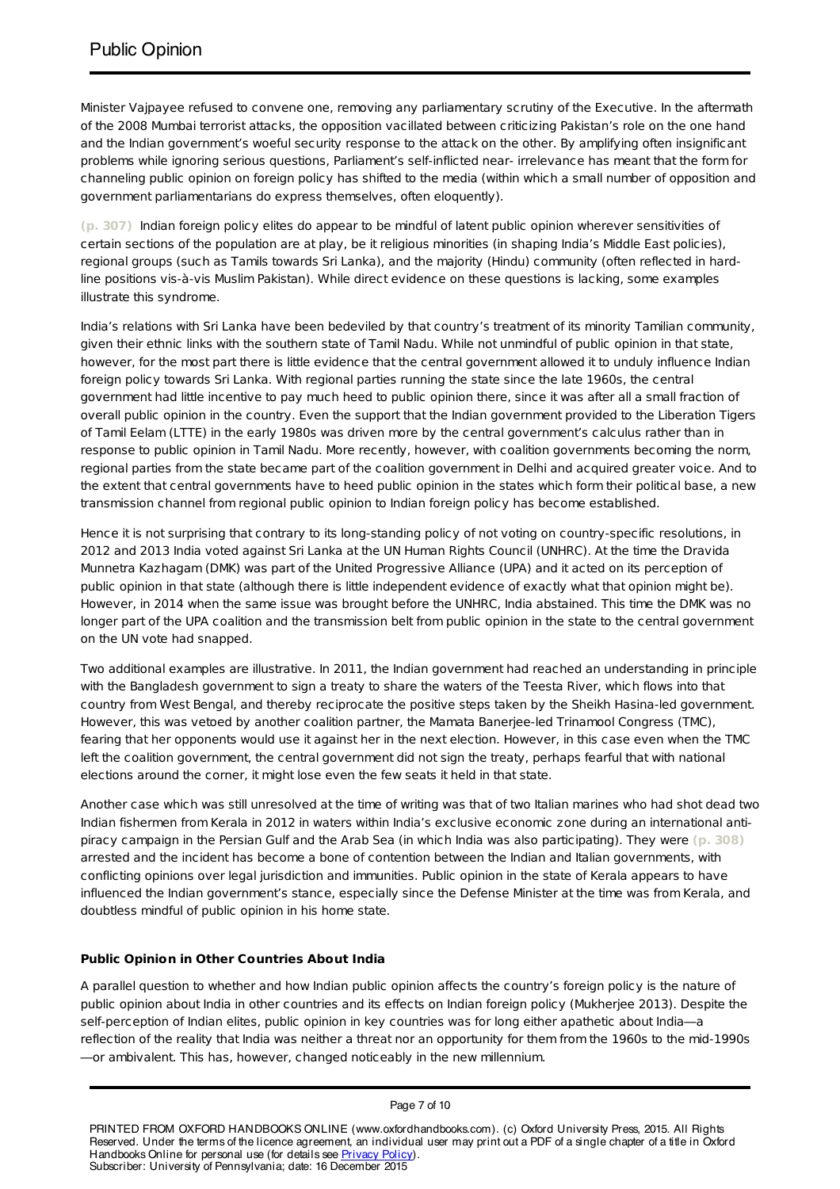Minister Vajpayee refused to convene one, removing any parliamentary scrutiny of the Executive. In the aftermath of the 2008 Mumbai terrorist attacks, the opposition vacillated between criticizing Pakistan's role on the one hand and the Indian government's woeful security response to the attack on the other. By amplifying often insignificant problems while ignoring serious questions, Parliament's self-inflicted near- irrelevance has meant that the form for channeling public opinion on foreign policy has shifted to the media (within which a small number of opposition and government parliamentarians do express themselves, often eloquently).

(p. 307) Indian foreign policy elites do appear to be mindful of latent public opinion wherever sensitivities of certain sections of the population are at play, be it religious minorities (in shaping India's Middle East policies), regional groups (such as Tamils towards Sri Lanka), and the majority (Hindu) community (often reflected in hard-line positions vis-à-vis Muslim Pakistan). While direct evidence on these questions is lacking, some examples illustrate this syndrome.

India's relations with Sri Lanka have been bedeviled by that country's treatment of its minority Tamilian community, given their ethnic links with the southern state of Tamil Nadu. While not unmindful of public opinion in that state, however, for the most part there is little evidence that the central government allowed it to unduly influence Indian foreign policy towards Sri Lanka. With regional parties running the state since the late 1960s, the central government had little incentive to pay much heed to public opinion there, since it was after all a small fraction of overall public opinion in the country. Even the support that the Indian government provided to the Liberation Tigers of Tamil Eelam (LTTE) in the early 1980s was driven more by the central government's calculus rather than in response to public opinion in Tamil Nadu. More recently, however, with coalition governments becoming the norm, regional parties from the state became part of the coalition government in Delhi and acquired greater voice. And to the extent that central governments have to heed public opinion in the states which form their political base, a new transmission channel from regional public opinion to Indian foreign policy has become established.

Hence it is not surprising that contrary to its long-standing policy of not voting on country-specific resolutions, in 2012 and 2013 India voted against Sri Lanka at the UN Human Rights Council (UNHRC). At the time the Dravida Munnetra Kazhagam (DMK) was part of the United Progressive Alliance (UPA) and it acted on its perception of public opinion in that state (although there is little independent evidence of exactly what that opinion might be). However, in 2014 when the same issue was brought before the UNHRC, India abstained. This time the DMK was no longer part of the UPA coalition and the transmission belt from public opinion in the state to the central government on the UN vote had snapped.

Two additional examples are illustrative. In 2011, the Indian government had reached an understanding in principle with the Bangladesh government to sign a treaty to share the waters of the Teesta River, which flows into that country from West Bengal, and thereby reciprocate the positive steps taken by the Sheikh Hasina-led government. However, this was vetoed by another coalition partner, the Mamata Banerjee-led Trinamool Congress (TMC), fearing that her opponents would use it against her in the next election. However, in this case even when the TMC left the coalition government, the central government did not sign the treaty, perhaps fearful that with national elections around the corner, it might lose even the few seats it held in that state.

Another case which was still unresolved at the time of writing was that of two Italian marines who had shot dead two Indian fishermen from Kerala in 2012 in waters within India's exclusive economic zone during an international anti-piracy campaign in the Persian Gulf and the Arab Sea (in which India was also participating). They were (p. 308) arrested and the incident has become a bone of contention between the Indian and Italian governments, with conflicting opinions over legal jurisdiction and immunities. Public opinion in the state of Kerala appears to have influenced the Indian government's stance, especially since the Defense Minister at the time was from Kerala, and doubtless mindful of public opinion in his home state.

### Public Opinion in Other Countries About India

A parallel question to whether and how Indian public opinion affects the country's foreign policy is the nature of public opinion about India in other countries and its effects on Indian foreign policy (Mukherjee 2013). Despite the self-perception of Indian elites, public opinion in key countries was for long either apathetic about India—a reflection of the reality that India was neither a threat nor an opportunity for them from the 1960s to the mid-1990s—or ambivalent. This has, however, changed noticeably in the new millennium.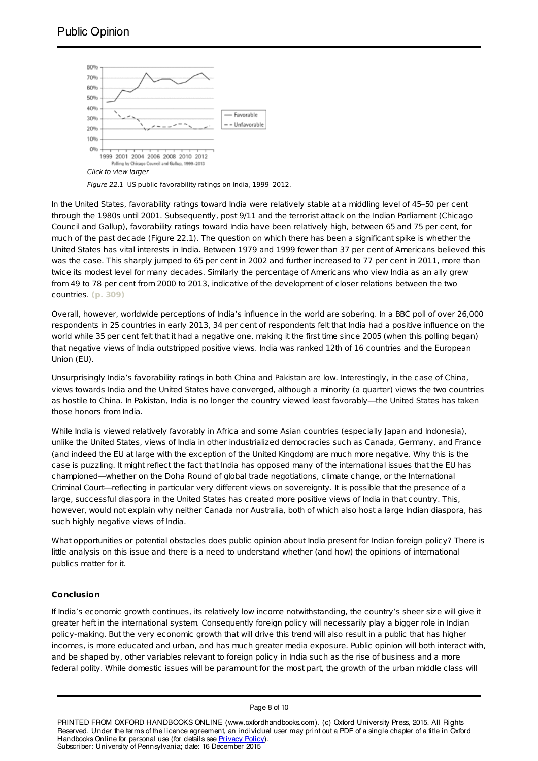80%
70%
60%
50%
40%
30%
20%
10%
0%

1999 2001 2004 2006 2008 2010 2012

Favorable
Unfavorable

Polling by Chicago Council and Gallup, 1999–2013

*Click to view larger*

*Figure 22.1* US public favorability ratings on India, 1999–2012.

In the United States, favorability ratings toward India were relatively stable at a middling level of 45–50 per cent through the 1980s until 2001. Subsequently, post 9/11 and the terrorist attack on the Indian Parliament (Chicago Council and Gallup), favorability ratings toward India have been relatively high, between 65 and 75 per cent, for much of the past decade (Figure 22.1). The question on which there has been a significant spike is whether the United States has vital interests in India. Between 1979 and 1999 fewer than 37 per cent of Americans believed this was the case. This sharply jumped to 65 per cent in 2002 and further increased to 77 per cent in 2011, more than twice its modest level for many decades. Similarly the percentage of Americans who view India as an ally grew from 49 to 78 per cent from 2000 to 2013, indicative of the development of closer relations between the two countries. (p. 309)

Overall, however, worldwide perceptions of India's influence in the world are sobering. In a BBC poll of over 26,000 respondents in 25 countries in early 2013, 34 per cent of respondents felt that India had a positive influence on the world while 35 per cent felt that it had a negative one, making it the first time since 2005 (when this polling began) that negative views of India outstripped positive views. India was ranked 12th of 16 countries and the European Union (EU).

Unsurprisingly India's favorability ratings in both China and Pakistan are low. Interestingly, in the case of China, views towards India and the United States have converged, although a minority (a quarter) views the two countries as hostile to China. In Pakistan, India is no longer the country viewed least favorably—the United States has taken those honors from India.

While India is viewed relatively favorably in Africa and some Asian countries (especially Japan and Indonesia), unlike the United States, views of India in other industrialized democracies such as Canada, Germany, and France (and indeed the EU at large with the exception of the United Kingdom) are much more negative. Why this is the case is puzzling. It might reflect the fact that India has opposed many of the international issues that the EU has championed—whether on the Doha Round of global trade negotiations, climate change, or the International Criminal Court—reflecting in particular very different views on sovereignty. It is possible that the presence of a large, successful diaspora in the United States has created more positive views of India in that country. This, however, would not explain why neither Canada nor Australia, both of which also host a large Indian diaspora, has such highly negative views of India.

What opportunities or potential obstacles does public opinion about India present for Indian foreign policy? There is little analysis on this issue and there is a need to understand whether (and how) the opinions of international publics matter for it.

## Conclusion

If India's economic growth continues, its relatively low income notwithstanding, the country's sheer size will give it greater heft in the international system. Consequently foreign policy will necessarily play a bigger role in Indian policy-making. But the very economic growth that will drive this trend will also result in a public that has higher incomes, is more educated and urban, and has much greater media exposure. Public opinion will both interact with, and be shaped by, other variables relevant to foreign policy in India such as the rise of business and a more federal polity. While domestic issues will be paramount for the most part, the growth of the urban middle class will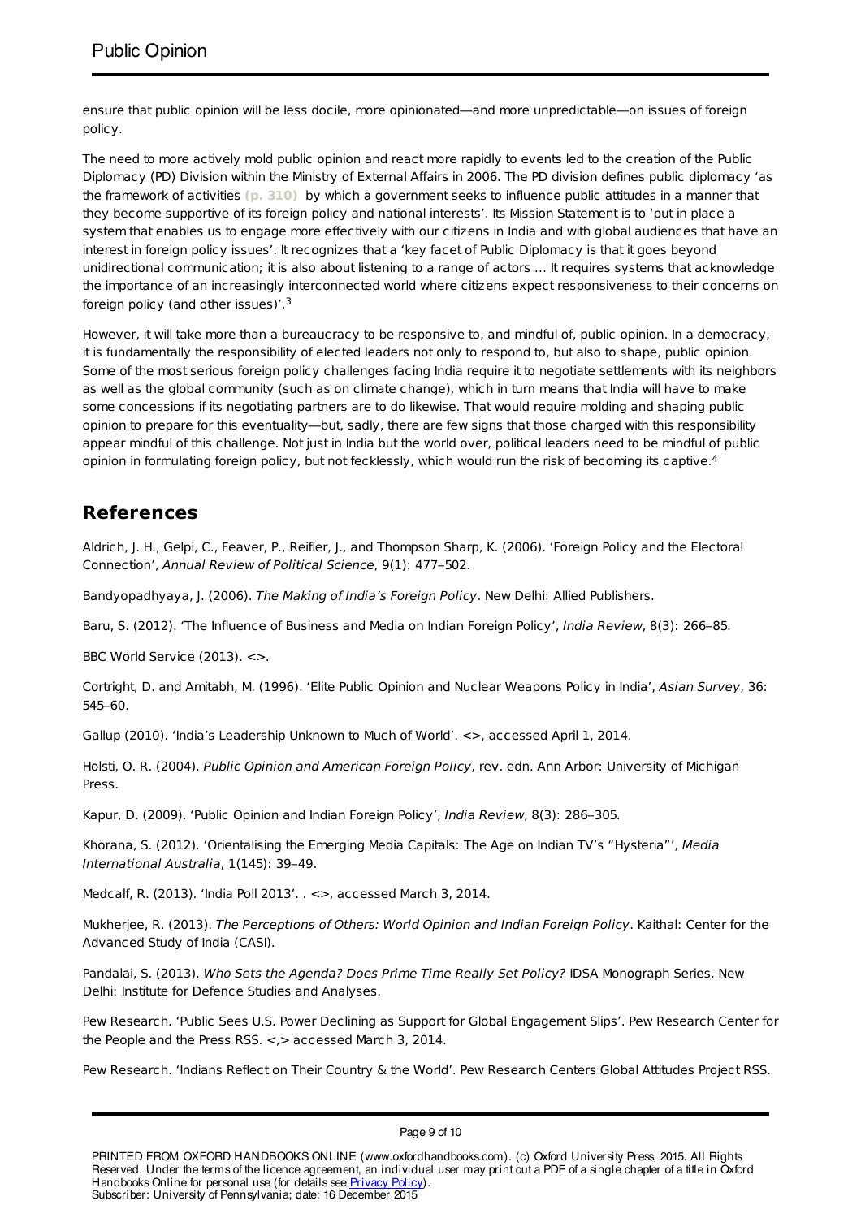ensure that public opinion will be less docile, more opinionated—and more unpredictable—on issues of foreign policy.

The need to more actively mold public opinion and react more rapidly to events led to the creation of the Public Diplomacy (PD) Division within the Ministry of External Affairs in 2006. The PD division defines public diplomacy 'as the framework of activities (p. 310) by which a government seeks to influence public attitudes in a manner that they become supportive of its foreign policy and national interests'. Its Mission Statement is to 'put in place a system that enables us to engage more effectively with our citizens in India and with global audiences that have an interest in foreign policy issues'. It recognizes that a 'key facet of Public Diplomacy is that it goes beyond unidirectional communication; it is also about listening to a range of actors … It requires systems that acknowledge the importance of an increasingly interconnected world where citizens expect responsiveness to their concerns on foreign policy (and other issues)'.[3]

However, it will take more than a bureaucracy to be responsive to, and mindful of, public opinion. In a democracy, it is fundamentally the responsibility of elected leaders not only to respond to, but also to shape, public opinion. Some of the most serious foreign policy challenges facing India require it to negotiate settlements with its neighbors as well as the global community (such as on climate change), which in turn means that India will have to make some concessions if its negotiating partners are to do likewise. That would require molding and shaping public opinion to prepare for this eventuality—but, sadly, there are few signs that those charged with this responsibility appear mindful of this challenge. Not just in India but the world over, political leaders need to be mindful of public opinion in formulating foreign policy, but not fecklessly, which would run the risk of becoming its captive.[4]

## References

Aldrich, J. H., Gelpi, C., Feaver, P., Reifler, J., and Thompson Sharp, K. (2006). 'Foreign Policy and the Electoral Connection', *Annual Review of Political Science*, 9(1): 477–502.

Bandyopadhyaya, J. (2006). *The Making of India's Foreign Policy*. New Delhi: Allied Publishers.

Baru, S. (2012). 'The Influence of Business and Media on Indian Foreign Policy', *India Review*, 8(3): 266–85.

BBC World Service (2013). <>.

Cortright, D. and Amitabh, M. (1996). 'Elite Public Opinion and Nuclear Weapons Policy in India', *Asian Survey*, 36: 545–60.

Gallup (2010). 'India's Leadership Unknown to Much of World'. <>, accessed April 1, 2014.

Holsti, O. R. (2004). *Public Opinion and American Foreign Policy*, rev. edn. Ann Arbor: University of Michigan Press.

Kapur, D. (2009). 'Public Opinion and Indian Foreign Policy', *India Review*, 8(3): 286–305.

Khorana, S. (2012). 'Orientalising the Emerging Media Capitals: The Age on Indian TV's "Hysteria"', *Media International Australia*, 1(145): 39–49.

Medcalf, R. (2013). 'India Poll 2013'. . <>, accessed March 3, 2014.

Mukherjee, R. (2013). *The Perceptions of Others: World Opinion and Indian Foreign Policy*. Kaithal: Center for the Advanced Study of India (CASI).

Pandalai, S. (2013). *Who Sets the Agenda? Does Prime Time Really Set Policy?* IDSA Monograph Series. New Delhi: Institute for Defence Studies and Analyses.

Pew Research. 'Public Sees U.S. Power Declining as Support for Global Engagement Slips'. Pew Research Center for the People and the Press RSS. <,> accessed March 3, 2014.

Pew Research. 'Indians Reflect on Their Country & the World'. Pew Research Centers Global Attitudes Project RSS.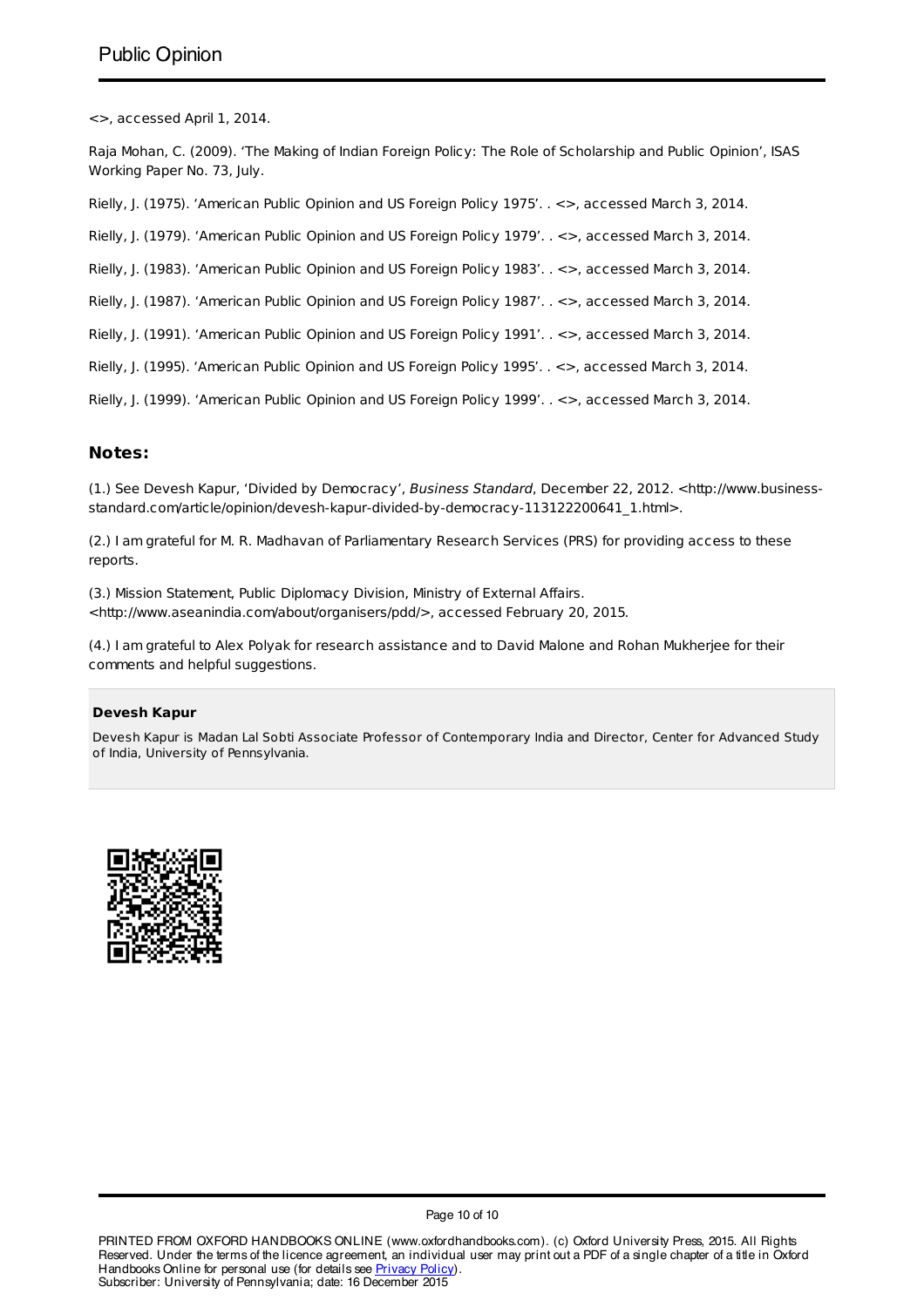<>, accessed April 1, 2014.

Raja Mohan, C. (2009). 'The Making of Indian Foreign Policy: The Role of Scholarship and Public Opinion', ISAS Working Paper No. 73, July.

Rielly, J. (1975). 'American Public Opinion and US Foreign Policy 1975'. . <>, accessed March 3, 2014.

Rielly, J. (1979). 'American Public Opinion and US Foreign Policy 1979'. . <>, accessed March 3, 2014.

Rielly, J. (1983). 'American Public Opinion and US Foreign Policy 1983'. . <>, accessed March 3, 2014.

Rielly, J. (1987). 'American Public Opinion and US Foreign Policy 1987'. . <>, accessed March 3, 2014.

Rielly, J. (1991). 'American Public Opinion and US Foreign Policy 1991'. . <>, accessed March 3, 2014.

Rielly, J. (1995). 'American Public Opinion and US Foreign Policy 1995'. . <>, accessed March 3, 2014.

Rielly, J. (1999). 'American Public Opinion and US Foreign Policy 1999'. . <>, accessed March 3, 2014.

## Notes:

(1.) See Devesh Kapur, 'Divided by Democracy', *Business Standard*, December 22, 2012. <http://www.business-standard.com/article/opinion/devesh-kapur-divided-by-democracy-113122200641_1.html>.

(2.) I am grateful for M. R. Madhavan of Parliamentary Research Services (PRS) for providing access to these reports.

(3.) Mission Statement, Public Diplomacy Division, Ministry of External Affairs. <http://www.aseanindia.com/about/organisers/pdd/>, accessed February 20, 2015.

(4.) I am grateful to Alex Polyak for research assistance and to David Malone and Rohan Mukherjee for their comments and helpful suggestions.

**Devesh Kapur**

Devesh Kapur is Madan Lal Sobti Associate Professor of Contemporary India and Director, Center for Advanced Study of India, University of Pennsylvania.